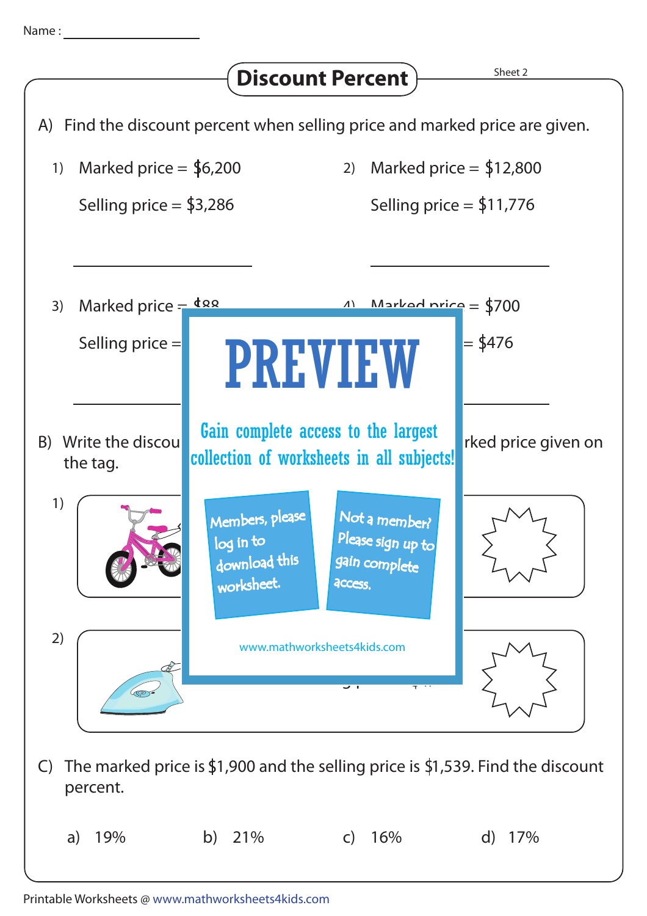Name : ____________________

# Discount Percent

Sheet 2

A) Find the discount percent when selling price and marked price are given.

1) Marked price = $6,200

Selling price = $3,286

______________________

2) Marked price = $12,800

Selling price = $11,776

______________________

3) Marked price = $88

Selling price =

______________________

4) Marked price = $700

Selling price = $476

______________________

PREVIEW

Gain complete access to the largest collection of worksheets in all subjects!

Members, please log in to download this worksheet.

Not a member? Please sign up to gain complete access.

www.mathworksheets4kids.com

B) Write the discou... rked price given on the tag.

1)

2)

C) The marked price is $1,900 and the selling price is $1,539. Find the discount percent.

a) 19%  b) 21%  c) 16%  d) 17%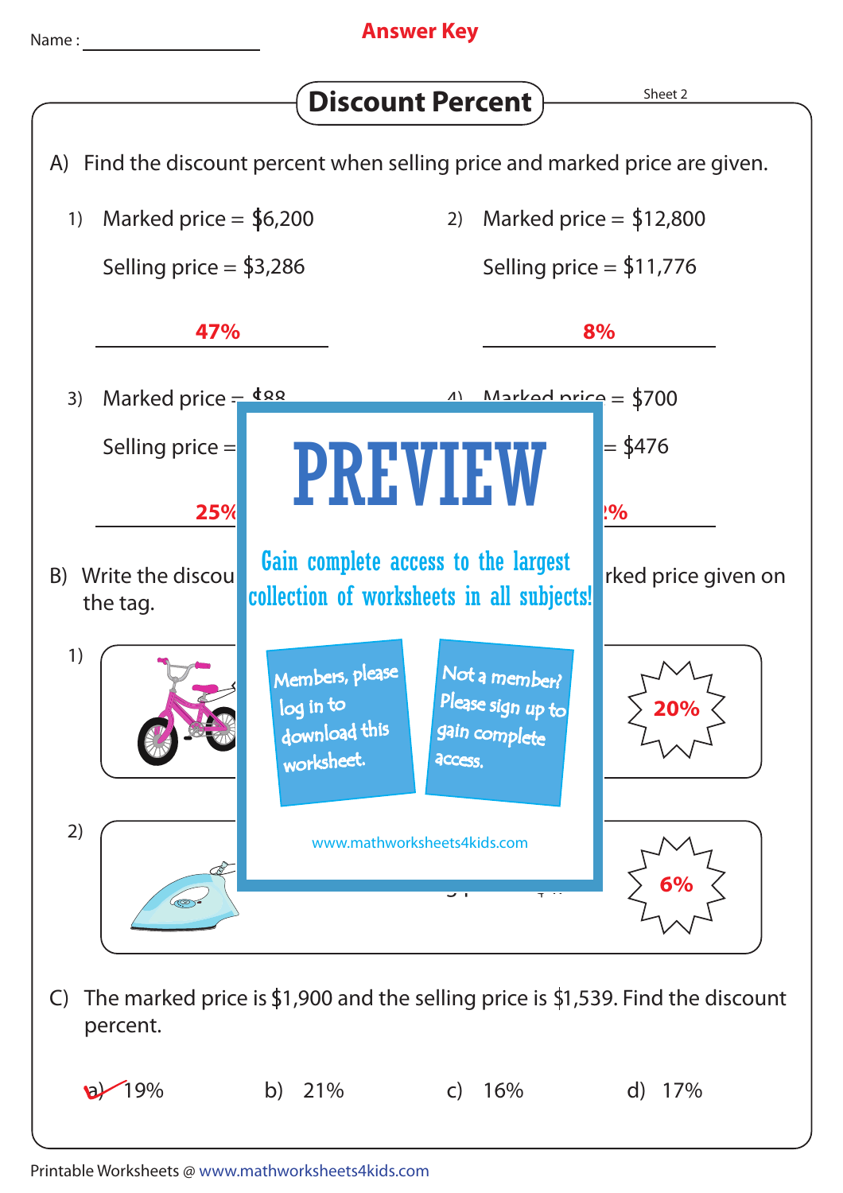Name : ______________

**Answer Key**

# Discount Percent

Sheet 2

A) Find the discount percent when selling price and marked price are given.

1) Marked price = $6,200

Selling price = $3,286

**47%**

2) Marked price = $12,800

Selling price = $11,776

**8%**

3) Marked price = $88

Selling price =

**25%**

4) Marked price = $700

Selling price = $476

**%**

# PREVIEW

Gain complete access to the largest collection of worksheets in all subjects!

Members, please log in to download this worksheet.

Not a member? Please sign up to gain complete access.

www.mathworksheets4kids.com

B) Write the discou... ...rked price given on the tag.

1)

**20%**

2)

**6%**

C) The marked price is $1,900 and the selling price is $1,539. Find the discount percent.

a) 19% b) 21% c) 16% d) 17%